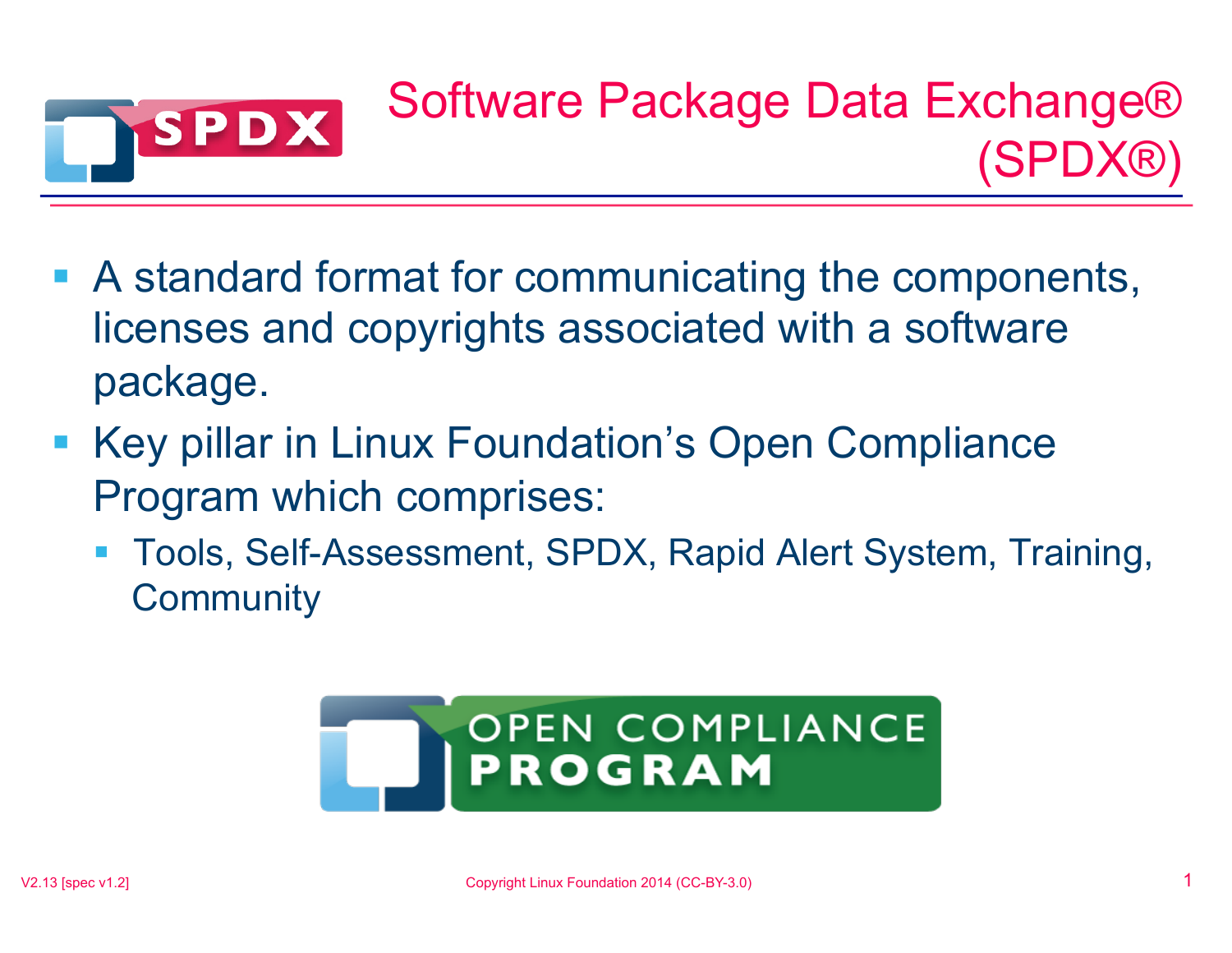# Software Package Data Exchange® (SPDX®)

- A standard format for communicating the components, licenses and copyrights associated with a software package.
- Key pillar in Linux Foundation's Open Compliance Program which comprises:
  - Tools, Self-Assessment, SPDX, Rapid Alert System, Training, Community

V2.13 [spec v1.2]

Copyright Linux Foundation 2014 (CC-BY-3.0)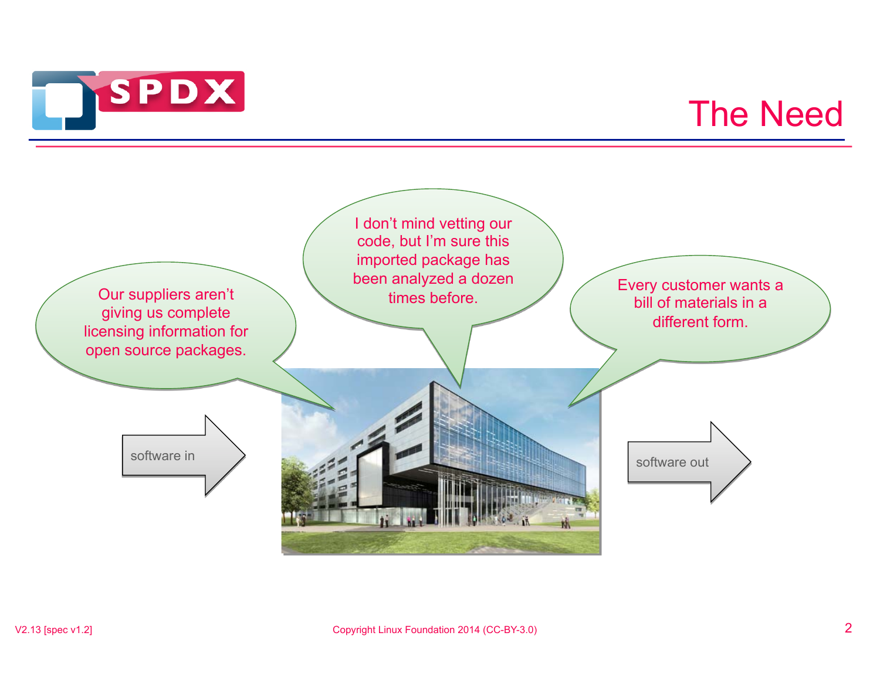# The Need

Our suppliers aren't giving us complete licensing information for open source packages.

I don't mind vetting our code, but I'm sure this imported package has been analyzed a dozen times before.

Every customer wants a bill of materials in a different form.

software in

software out

V2.13 [spec v1.2]

Copyright Linux Foundation 2014 (CC-BY-3.0)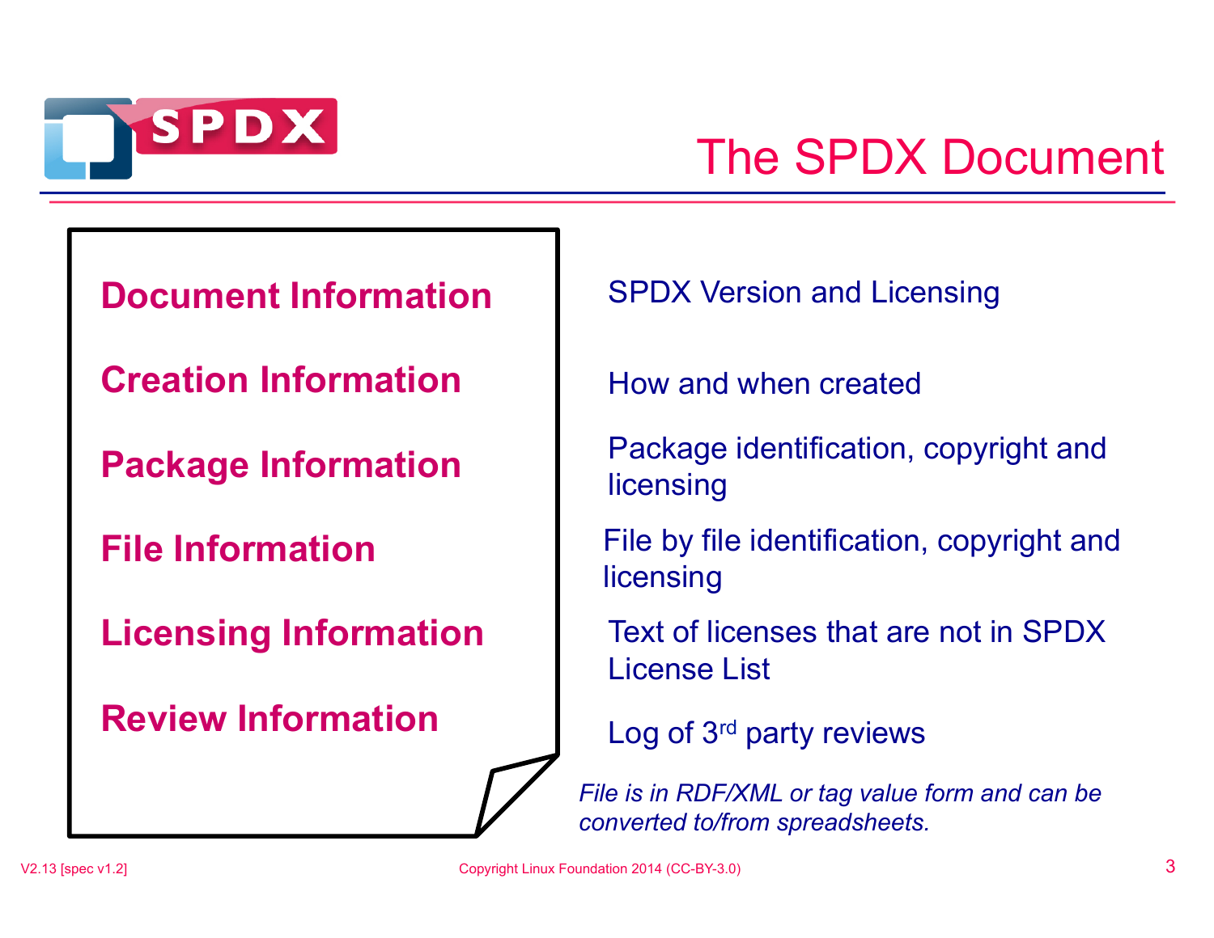# The SPDX Document

| | |
|---|---|
| **Document Information** | SPDX Version and Licensing |
| **Creation Information** | How and when created |
| **Package Information** | Package identification, copyright and licensing |
| **File Information** | File by file identification, copyright and licensing |
| **Licensing Information** | Text of licenses that are not in SPDX License List |
| **Review Information** | Log of 3rd party reviews |

*File is in RDF/XML or tag value form and can be converted to/from spreadsheets.*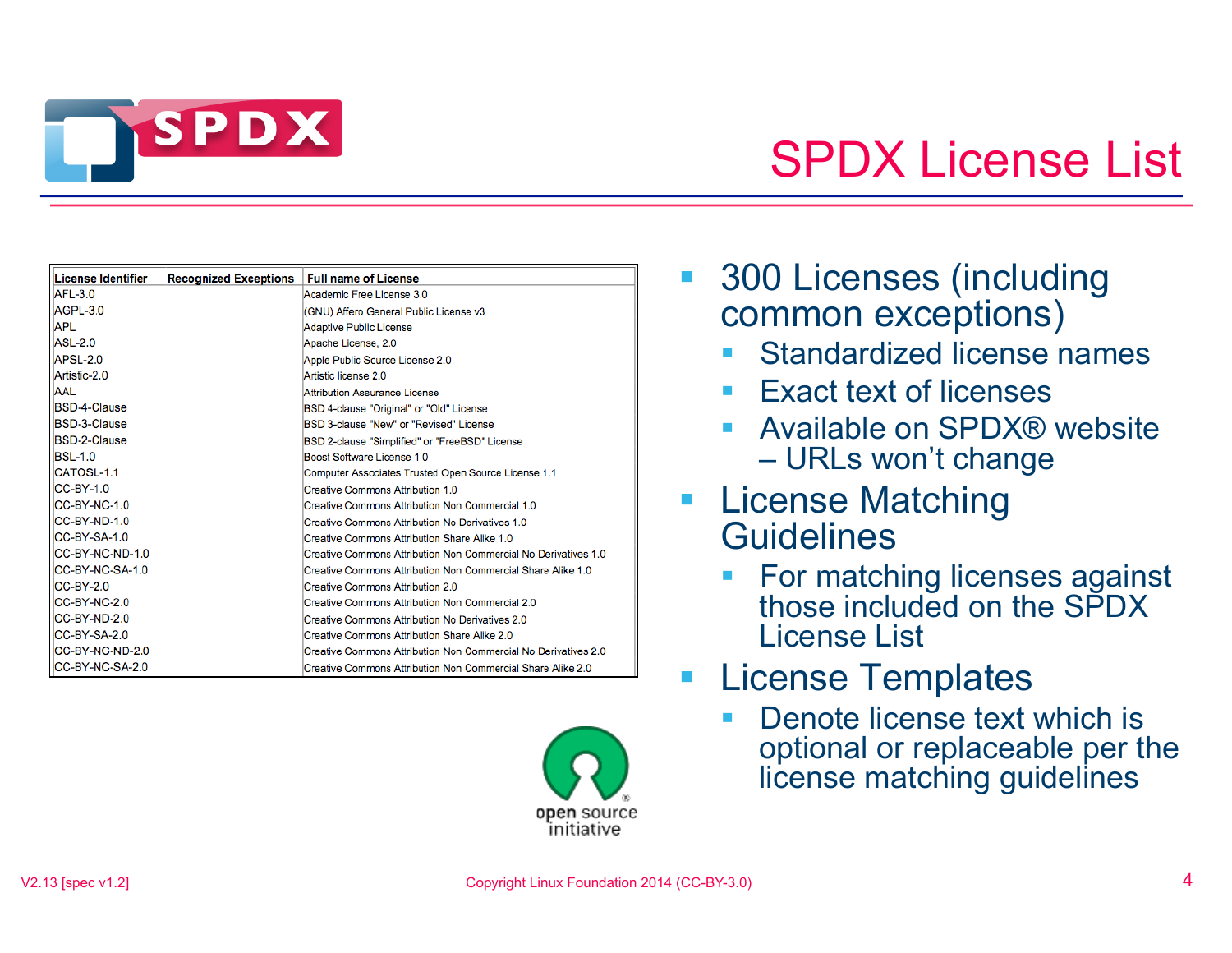# SPDX License List

| License Identifier | Recognized Exceptions | Full name of License |
|---|---|---|
| AFL-3.0 | | Academic Free License 3.0 |
| AGPL-3.0 | | (GNU) Affero General Public License v3 |
| APL | | Adaptive Public License |
| ASL-2.0 | | Apache License, 2.0 |
| APSL-2.0 | | Apple Public Source License 2.0 |
| Artistic-2.0 | | Artistic license 2.0 |
| AAL | | Attribution Assurance License |
| BSD-4-Clause | | BSD 4-clause "Original" or "Old" License |
| BSD-3-Clause | | BSD 3-clause "New" or "Revised" License |
| BSD-2-Clause | | BSD 2-clause "Simplified" or "FreeBSD" License |
| BSL-1.0 | | Boost Software License 1.0 |
| CATOSL-1.1 | | Computer Associates Trusted Open Source License 1.1 |
| CC-BY-1.0 | | Creative Commons Attribution 1.0 |
| CC-BY-NC-1.0 | | Creative Commons Attribution Non Commercial 1.0 |
| CC-BY-ND-1.0 | | Creative Commons Attribution No Derivatives 1.0 |
| CC-BY-SA-1.0 | | Creative Commons Attribution Share Alike 1.0 |
| CC-BY-NC-ND-1.0 | | Creative Commons Attribution Non Commercial No Derivatives 1.0 |
| CC-BY-NC-SA-1.0 | | Creative Commons Attribution Non Commercial Share Alike 1.0 |
| CC-BY-2.0 | | Creative Commons Attribution 2.0 |
| CC-BY-NC-2.0 | | Creative Commons Attribution Non Commercial 2.0 |
| CC-BY-ND-2.0 | | Creative Commons Attribution No Derivatives 2.0 |
| CC-BY-SA-2.0 | | Creative Commons Attribution Share Alike 2.0 |
| CC-BY-NC-ND-2.0 | | Creative Commons Attribution Non Commercial No Derivatives 2.0 |
| CC-BY-NC-SA-2.0 | | Creative Commons Attribution Non Commercial Share Alike 2.0 |

- 300 Licenses (including common exceptions)
  - Standardized license names
  - Exact text of licenses
  - Available on SPDX® website – URLs won't change
- License Matching Guidelines
  - For matching licenses against those included on the SPDX License List
- License Templates
  - Denote license text which is optional or replaceable per the license matching guidelines

open source initiative®

V2.13 [spec v1.2] Copyright Linux Foundation 2014 (CC-BY-3.0)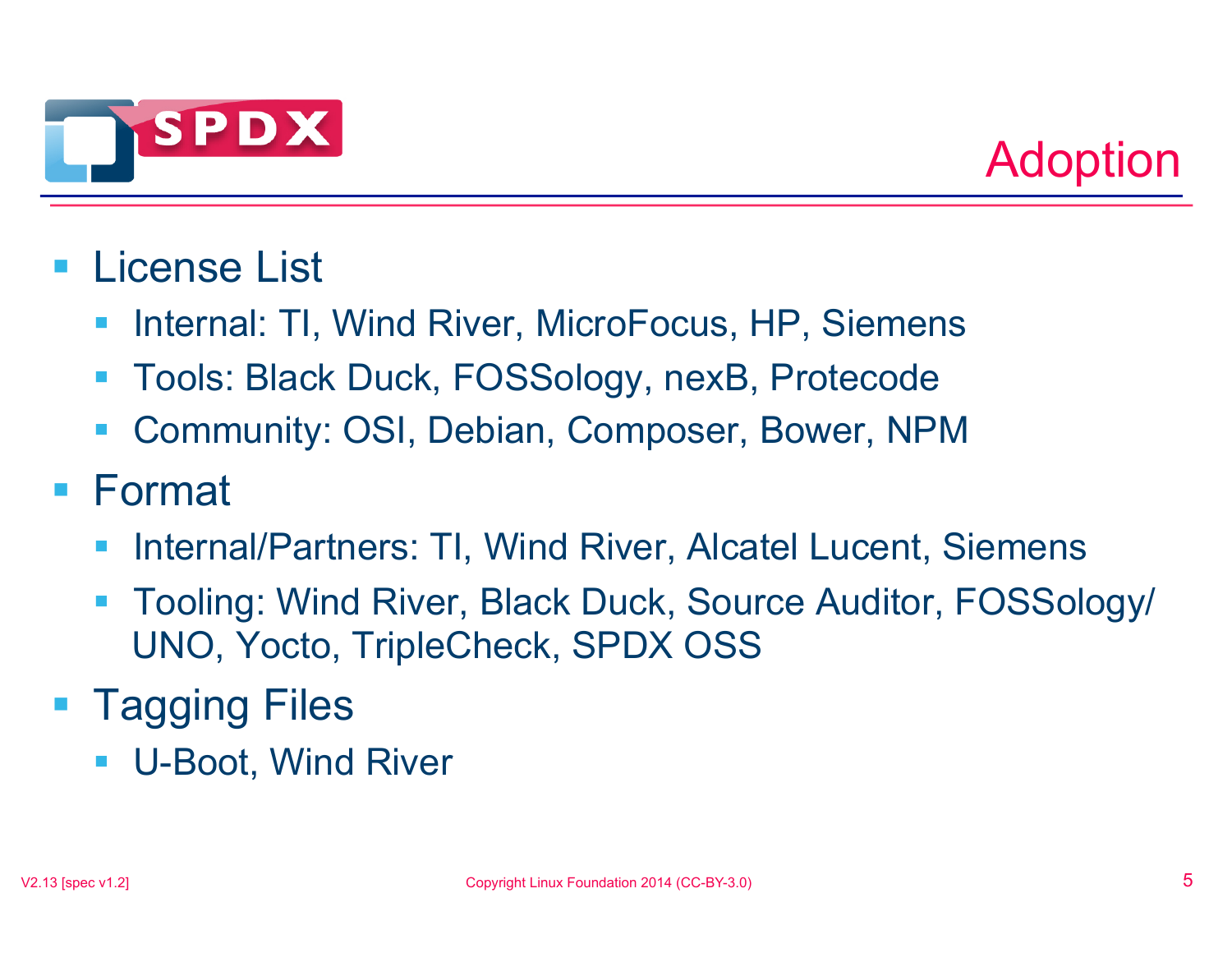# Adoption

- License List
  - Internal: TI, Wind River, MicroFocus, HP, Siemens
  - Tools: Black Duck, FOSSology, nexB, Protecode
  - Community: OSI, Debian, Composer, Bower, NPM
- Format
  - Internal/Partners: TI, Wind River, Alcatel Lucent, Siemens
  - Tooling: Wind River, Black Duck, Source Auditor, FOSSology/UNO, Yocto, TripleCheck, SPDX OSS
- Tagging Files
  - U-Boot, Wind River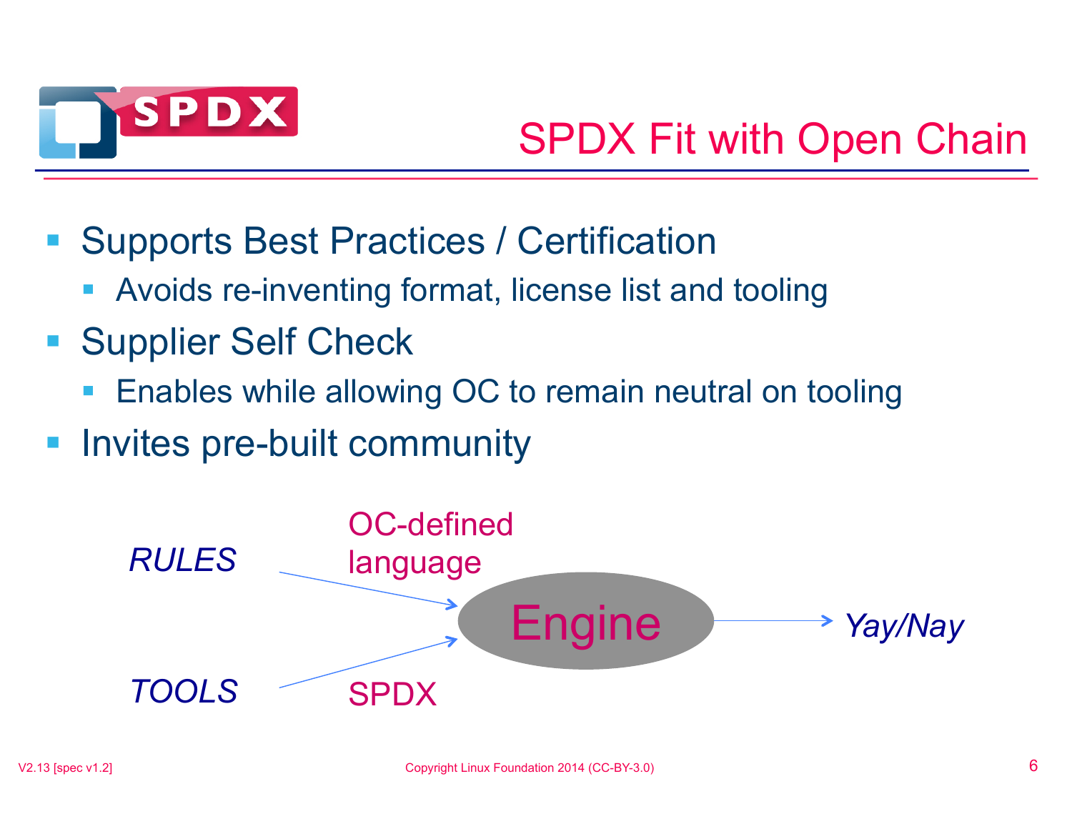# SPDX Fit with Open Chain

- Supports Best Practices / Certification
  - Avoids re-inventing format, license list and tooling
- Supplier Self Check
  - Enables while allowing OC to remain neutral on tooling
- Invites pre-built community

*RULES* → OC-defined language → Engine → *Yay/Nay*

*TOOLS* → SPDX → Engine

V2.13 [spec v1.2]

Copyright Linux Foundation 2014 (CC-BY-3.0)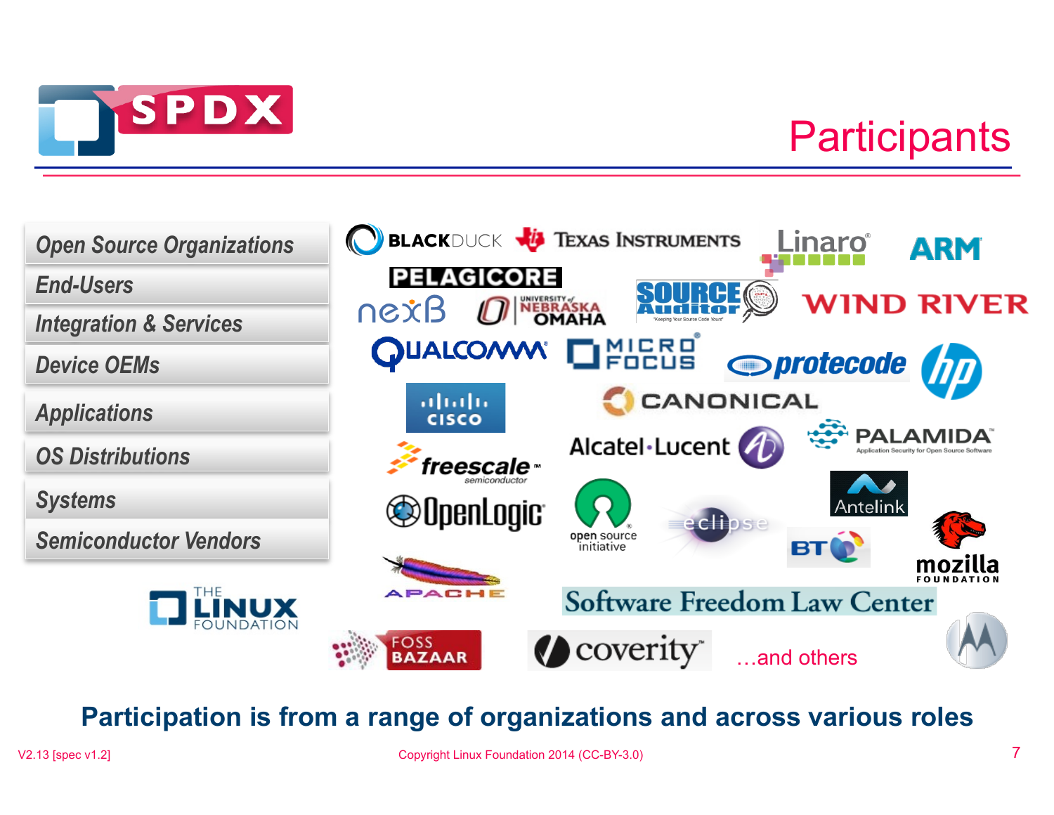# Participants

- *Open Source Organizations*
- *End-Users*
- *Integration & Services*
- *Device OEMs*
- *Applications*
- *OS Distributions*
- *Systems*
- *Semiconductor Vendors*

BLACKDUCK, Texas Instruments, Linaro, ARM, PELAGICORE, nexB, University of Nebraska Omaha, Source Auditor, Wind River, Qualcomm, Micro Focus, protecode, hp, Cisco, Canonical, Alcatel·Lucent, Palamida, freescale semiconductor, OpenLogic, open source initiative, eclipse, Antelink, BT, mozilla Foundation, Apache, Software Freedom Law Center, The Linux Foundation, FOSS Bazaar, coverity, Motorola

…and others

**Participation is from a range of organizations and across various roles**

V2.13 [spec v1.2]

Copyright Linux Foundation 2014 (CC-BY-3.0)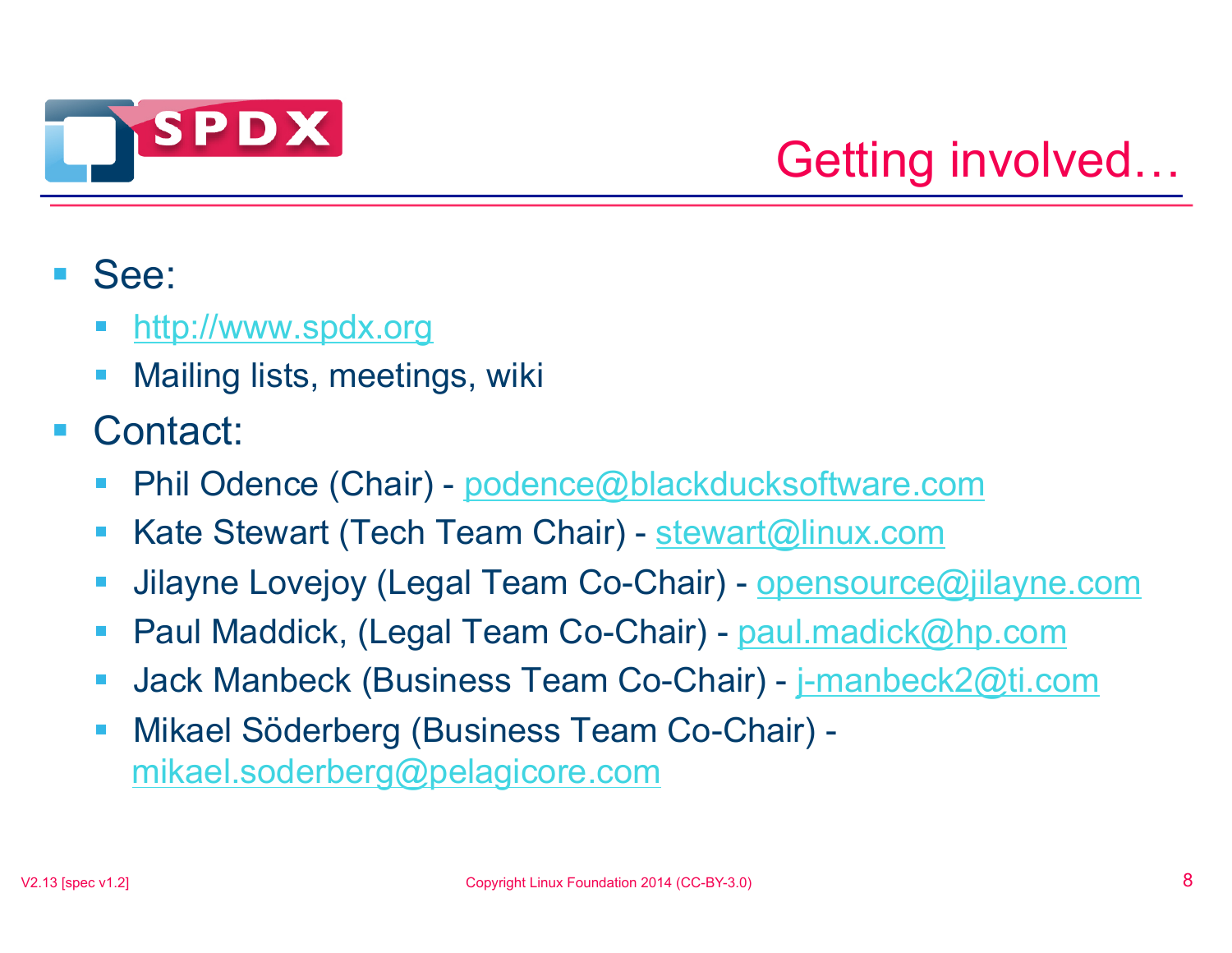# Getting involved…

- See:
  - http://www.spdx.org
  - Mailing lists, meetings, wiki
- Contact:
  - Phil Odence (Chair) - podence@blackducksoftware.com
  - Kate Stewart (Tech Team Chair) - stewart@linux.com
  - Jilayne Lovejoy (Legal Team Co-Chair) - opensource@jilayne.com
  - Paul Maddick, (Legal Team Co-Chair) - paul.madick@hp.com
  - Jack Manbeck (Business Team Co-Chair) - j-manbeck2@ti.com
  - Mikael Söderberg (Business Team Co-Chair) - mikael.soderberg@pelagicore.com

V2.13 [spec v1.2]

Copyright Linux Foundation 2014 (CC-BY-3.0)